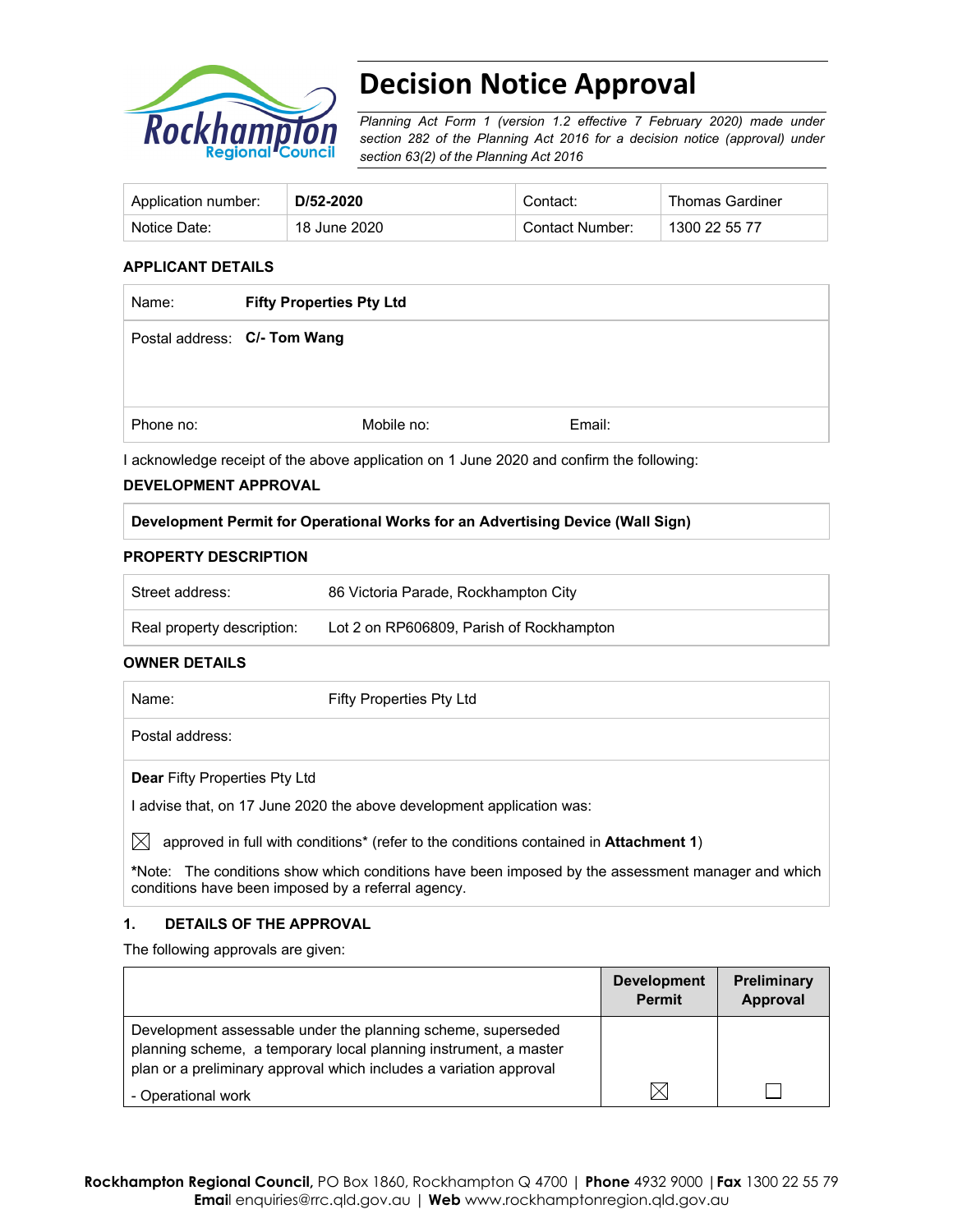# Decision Notice Approval

*Planning Act Form 1 (version 1.2 effective 7 February 2020) made under section 282 of the Planning Act 2016 for a decision notice (approval) under section 63(2) of the Planning Act 2016*

| Application number: | **D/52-2020** | Contact: | Thomas Gardiner |
|---|---|---|---|
| Notice Date: | 18 June 2020 | Contact Number: | 1300 22 55 77 |

### APPLICANT DETAILS

| | | |
|---|---|---|
| Name: **Fifty Properties Pty Ltd** | | |
| Postal address: **C/- Tom Wang** | | |
| Phone no: | Mobile no: | Email: |

I acknowledge receipt of the above application on 1 June 2020 and confirm the following:

### DEVELOPMENT APPROVAL

| **Development Permit for Operational Works for an Advertising Device (Wall Sign)** |
|---|

### PROPERTY DESCRIPTION

| | |
|---|---|
| Street address: | 86 Victoria Parade, Rockhampton City |
| Real property description: | Lot 2 on RP606809, Parish of Rockhampton |

### OWNER DETAILS

| | |
|---|---|
| Name: | Fifty Properties Pty Ltd |
| Postal address: | |

**Dear** Fifty Properties Pty Ltd

I advise that, on 17 June 2020 the above development application was:

☒ approved in full with conditions* (refer to the conditions contained in **Attachment 1**)

***Note:** The conditions show which conditions have been imposed by the assessment manager and which conditions have been imposed by a referral agency.

### 1. DETAILS OF THE APPROVAL

The following approvals are given:

| | Development Permit | Preliminary Approval |
|---|---|---|
| Development assessable under the planning scheme, superseded planning scheme, a temporary local planning instrument, a master plan or a preliminary approval which includes a variation approval<br>- Operational work | ☒ | ☐ |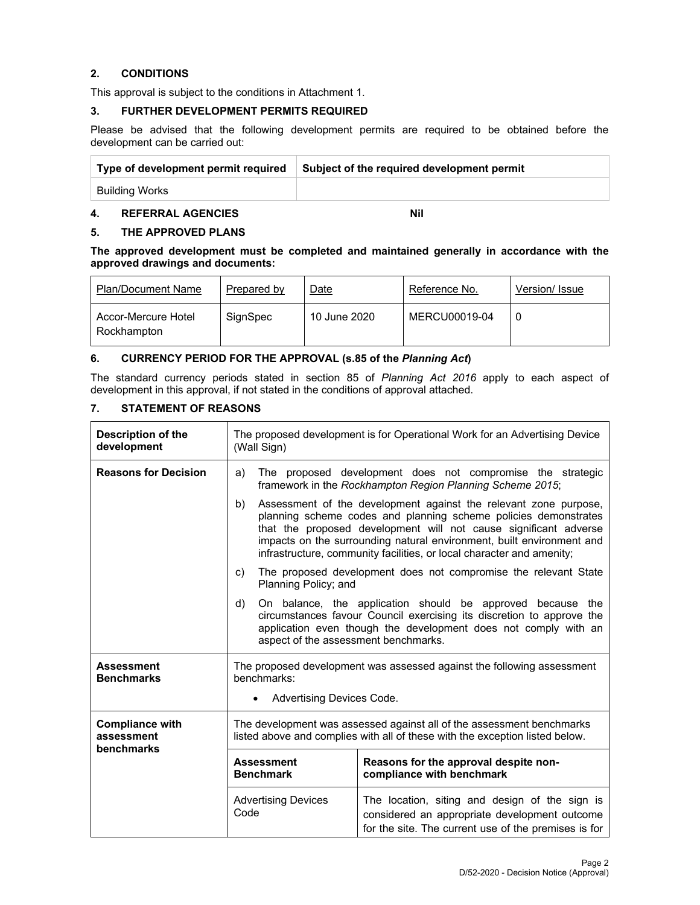## 2. CONDITIONS

This approval is subject to the conditions in Attachment 1.

## 3. FURTHER DEVELOPMENT PERMITS REQUIRED

Please be advised that the following development permits are required to be obtained before the development can be carried out:

| Type of development permit required | Subject of the required development permit |
|---|---|
| Building Works | |

## 4. REFERRAL AGENCIES Nil

## 5. THE APPROVED PLANS

**The approved development must be completed and maintained generally in accordance with the approved drawings and documents:**

| Plan/Document Name | Prepared by | Date | Reference No. | Version/ Issue |
|---|---|---|---|---|
| Accor-Mercure Hotel Rockhampton | SignSpec | 10 June 2020 | MERCU00019-04 | 0 |

## 6. CURRENCY PERIOD FOR THE APPROVAL (s.85 of the *Planning Act*)

The standard currency periods stated in section 85 of *Planning Act 2016* apply to each aspect of development in this approval, if not stated in the conditions of approval attached.

## 7. STATEMENT OF REASONS

| | | |
|---|---|---|
| **Description of the development** | The proposed development is for Operational Work for an Advertising Device (Wall Sign) | |
| **Reasons for Decision** | a) The proposed development does not compromise the strategic framework in the *Rockhampton Region Planning Scheme 2015*;<br>b) Assessment of the development against the relevant zone purpose, planning scheme codes and planning scheme policies demonstrates that the proposed development will not cause significant adverse impacts on the surrounding natural environment, built environment and infrastructure, community facilities, or local character and amenity;<br>c) The proposed development does not compromise the relevant State Planning Policy; and<br>d) On balance, the application should be approved because the circumstances favour Council exercising its discretion to approve the application even though the development does not comply with an aspect of the assessment benchmarks. | |
| **Assessment Benchmarks** | The proposed development was assessed against the following assessment benchmarks:<br>• Advertising Devices Code. | |
| **Compliance with assessment benchmarks** | The development was assessed against all of the assessment benchmarks listed above and complies with all of these with the exception listed below. | |
| | **Assessment Benchmark** | **Reasons for the approval despite non-compliance with benchmark** |
| | Advertising Devices Code | The location, siting and design of the sign is considered an appropriate development outcome for the site. The current use of the premises is for |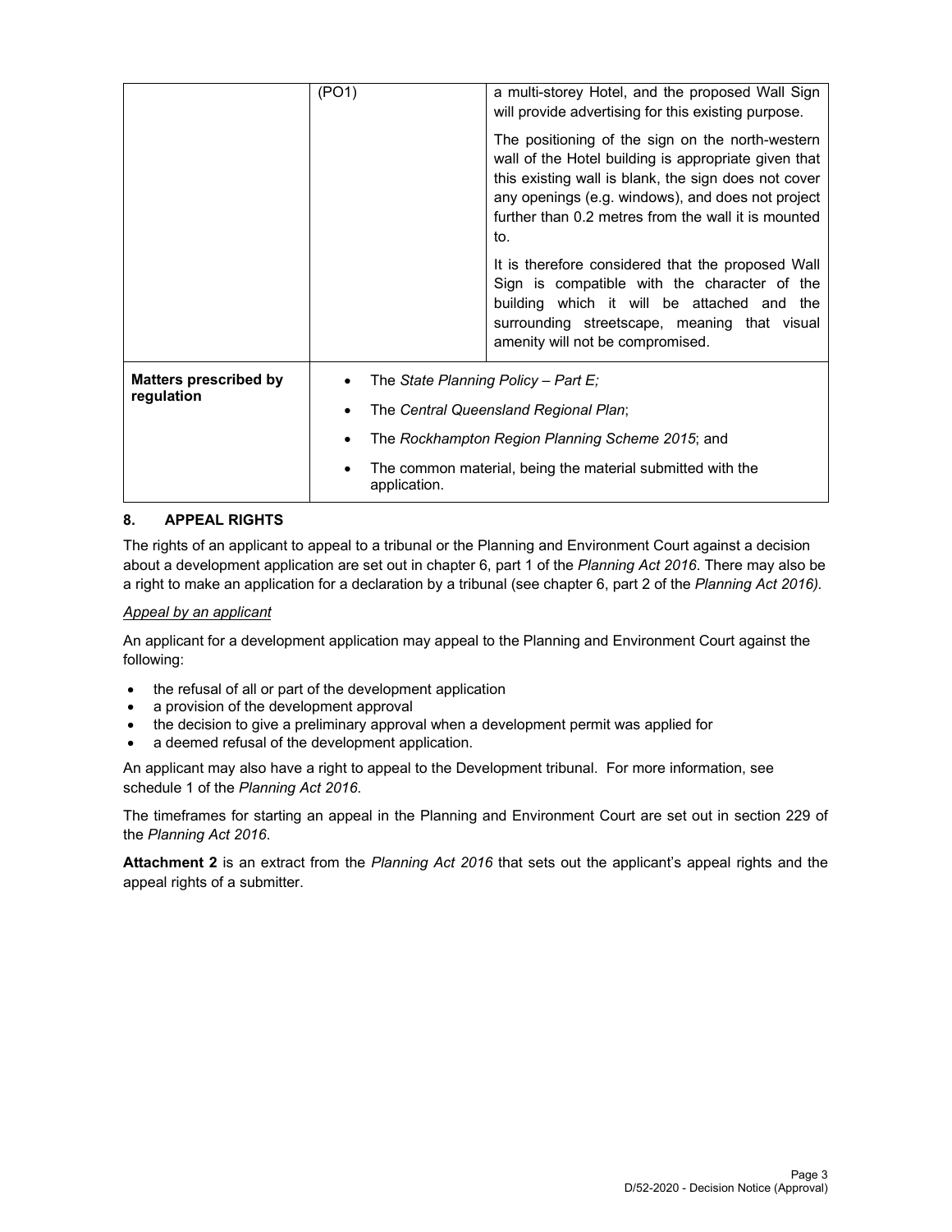| | | |
|---|---|---|
| | (PO1) | a multi-storey Hotel, and the proposed Wall Sign will provide advertising for this existing purpose.<br><br>The positioning of the sign on the north-western wall of the Hotel building is appropriate given that this existing wall is blank, the sign does not cover any openings (e.g. windows), and does not project further than 0.2 metres from the wall it is mounted to.<br><br>It is therefore considered that the proposed Wall Sign is compatible with the character of the building which it will be attached and the surrounding streetscape, meaning that visual amenity will not be compromised. |
| **Matters prescribed by regulation** | • The *State Planning Policy – Part E;*<br>• The *Central Queensland Regional Plan*;<br>• The *Rockhampton Region Planning Scheme 2015*; and<br>• The common material, being the material submitted with the application. | |

## 8. APPEAL RIGHTS

The rights of an applicant to appeal to a tribunal or the Planning and Environment Court against a decision about a development application are set out in chapter 6, part 1 of the *Planning Act 2016*. There may also be a right to make an application for a declaration by a tribunal (see chapter 6, part 2 of the *Planning Act 2016).*

*Appeal by an applicant*

An applicant for a development application may appeal to the Planning and Environment Court against the following:

- the refusal of all or part of the development application
- a provision of the development approval
- the decision to give a preliminary approval when a development permit was applied for
- a deemed refusal of the development application.

An applicant may also have a right to appeal to the Development tribunal. For more information, see schedule 1 of the *Planning Act 2016*.

The timeframes for starting an appeal in the Planning and Environment Court are set out in section 229 of the *Planning Act 2016*.

**Attachment 2** is an extract from the *Planning Act 2016* that sets out the applicant's appeal rights and the appeal rights of a submitter.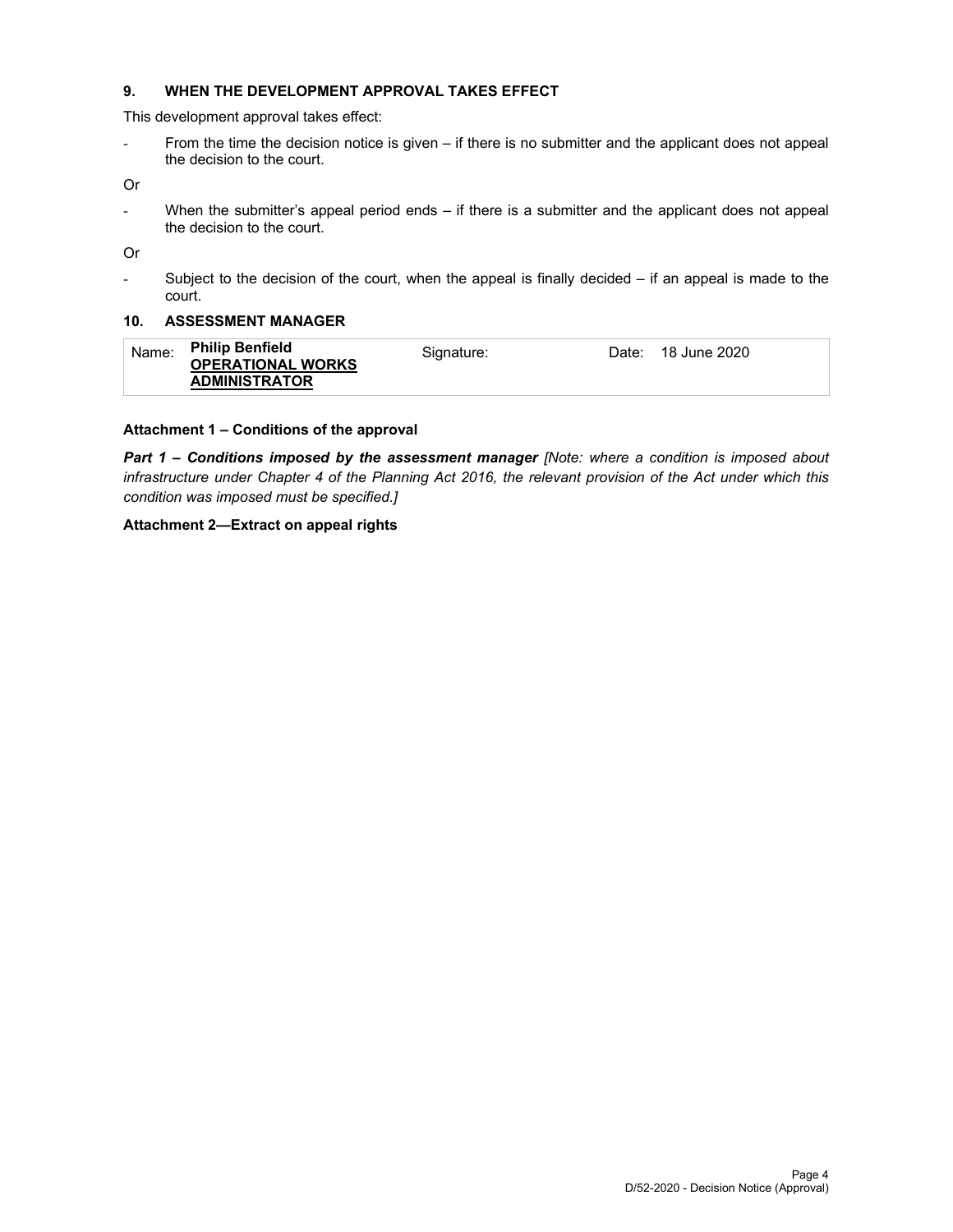## 9. WHEN THE DEVELOPMENT APPROVAL TAKES EFFECT

This development approval takes effect:

- From the time the decision notice is given – if there is no submitter and the applicant does not appeal the decision to the court.

Or

- When the submitter's appeal period ends – if there is a submitter and the applicant does not appeal the decision to the court.

Or

- Subject to the decision of the court, when the appeal is finally decided – if an appeal is made to the court.

## 10. ASSESSMENT MANAGER

| Name: | **Philip Benfield** **OPERATIONAL WORKS ADMINISTRATOR** | Signature: | Date: | 18 June 2020 |
|---|---|---|---|---|

**Attachment 1 – Conditions of the approval**

***Part 1 – Conditions imposed by the assessment manager*** *[Note: where a condition is imposed about infrastructure under Chapter 4 of the Planning Act 2016, the relevant provision of the Act under which this condition was imposed must be specified.]*

**Attachment 2—Extract on appeal rights**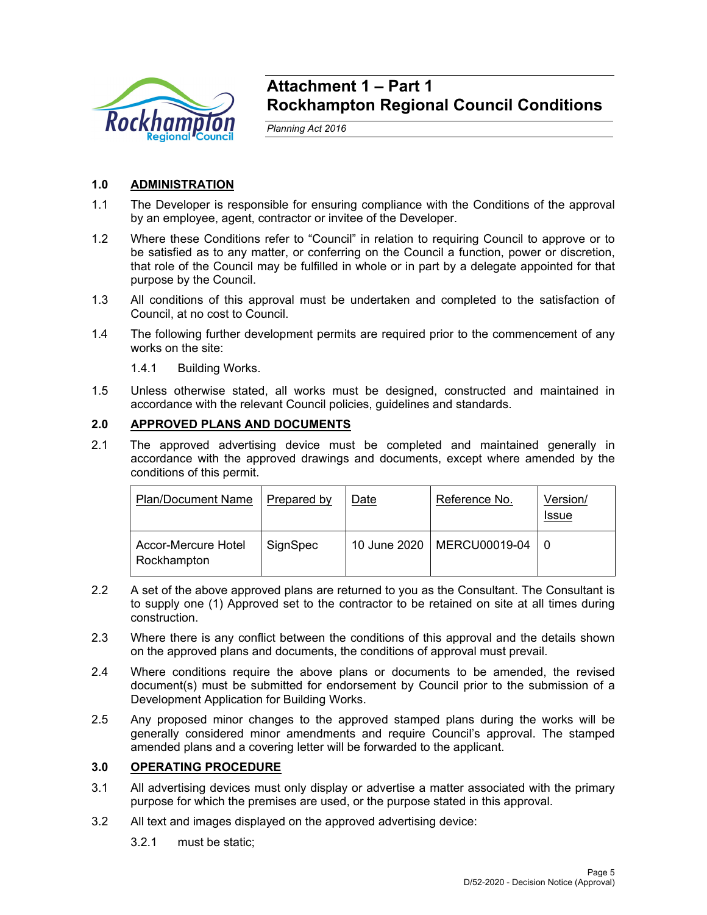# Attachment 1 – Part 1
# Rockhampton Regional Council Conditions

*Planning Act 2016*

## 1.0 ADMINISTRATION

1.1 The Developer is responsible for ensuring compliance with the Conditions of the approval by an employee, agent, contractor or invitee of the Developer.

1.2 Where these Conditions refer to "Council" in relation to requiring Council to approve or to be satisfied as to any matter, or conferring on the Council a function, power or discretion, that role of the Council may be fulfilled in whole or in part by a delegate appointed for that purpose by the Council.

1.3 All conditions of this approval must be undertaken and completed to the satisfaction of Council, at no cost to Council.

1.4 The following further development permits are required prior to the commencement of any works on the site:

1.4.1 Building Works.

1.5 Unless otherwise stated, all works must be designed, constructed and maintained in accordance with the relevant Council policies, guidelines and standards.

## 2.0 APPROVED PLANS AND DOCUMENTS

2.1 The approved advertising device must be completed and maintained generally in accordance with the approved drawings and documents, except where amended by the conditions of this permit.

| Plan/Document Name | Prepared by | Date | Reference No. | Version/ Issue |
|---|---|---|---|---|
| Accor-Mercure Hotel Rockhampton | SignSpec | 10 June 2020 | MERCU00019-04 | 0 |

2.2 A set of the above approved plans are returned to you as the Consultant. The Consultant is to supply one (1) Approved set to the contractor to be retained on site at all times during construction.

2.3 Where there is any conflict between the conditions of this approval and the details shown on the approved plans and documents, the conditions of approval must prevail.

2.4 Where conditions require the above plans or documents to be amended, the revised document(s) must be submitted for endorsement by Council prior to the submission of a Development Application for Building Works.

2.5 Any proposed minor changes to the approved stamped plans during the works will be generally considered minor amendments and require Council's approval. The stamped amended plans and a covering letter will be forwarded to the applicant.

## 3.0 OPERATING PROCEDURE

3.1 All advertising devices must only display or advertise a matter associated with the primary purpose for which the premises are used, or the purpose stated in this approval.

3.2 All text and images displayed on the approved advertising device:

3.2.1 must be static;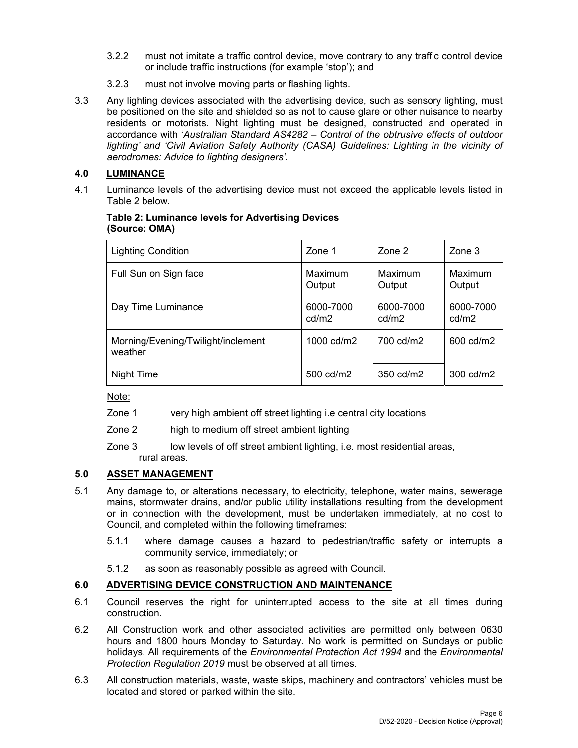3.2.2 must not imitate a traffic control device, move contrary to any traffic control device or include traffic instructions (for example 'stop'); and

3.2.3 must not involve moving parts or flashing lights.

3.3 Any lighting devices associated with the advertising device, such as sensory lighting, must be positioned on the site and shielded so as not to cause glare or other nuisance to nearby residents or motorists. Night lighting must be designed, constructed and operated in accordance with '*Australian Standard AS4282 – Control of the obtrusive effects of outdoor lighting' and 'Civil Aviation Safety Authority (CASA) Guidelines: Lighting in the vicinity of aerodromes: Advice to lighting designers'.*

## 4.0 LUMINANCE

4.1 Luminance levels of the advertising device must not exceed the applicable levels listed in Table 2 below.

**Table 2: Luminance levels for Advertising Devices (Source: OMA)**

| Lighting Condition | Zone 1 | Zone 2 | Zone 3 |
|---|---|---|---|
| Full Sun on Sign face | Maximum Output | Maximum Output | Maximum Output |
| Day Time Luminance | 6000-7000 cd/m2 | 6000-7000 cd/m2 | 6000-7000 cd/m2 |
| Morning/Evening/Twilight/inclement weather | 1000 cd/m2 | 700 cd/m2 | 600 cd/m2 |
| Night Time | 500 cd/m2 | 350 cd/m2 | 300 cd/m2 |

Note:

Zone 1 very high ambient off street lighting i.e central city locations

Zone 2 high to medium off street ambient lighting

Zone 3 low levels of off street ambient lighting, i.e. most residential areas, rural areas.

## 5.0 ASSET MANAGEMENT

5.1 Any damage to, or alterations necessary, to electricity, telephone, water mains, sewerage mains, stormwater drains, and/or public utility installations resulting from the development or in connection with the development, must be undertaken immediately, at no cost to Council, and completed within the following timeframes:

5.1.1 where damage causes a hazard to pedestrian/traffic safety or interrupts a community service, immediately; or

5.1.2 as soon as reasonably possible as agreed with Council.

## 6.0 ADVERTISING DEVICE CONSTRUCTION AND MAINTENANCE

6.1 Council reserves the right for uninterrupted access to the site at all times during construction.

6.2 All Construction work and other associated activities are permitted only between 0630 hours and 1800 hours Monday to Saturday. No work is permitted on Sundays or public holidays. All requirements of the *Environmental Protection Act 1994* and the *Environmental Protection Regulation 2019* must be observed at all times.

6.3 All construction materials, waste, waste skips, machinery and contractors' vehicles must be located and stored or parked within the site.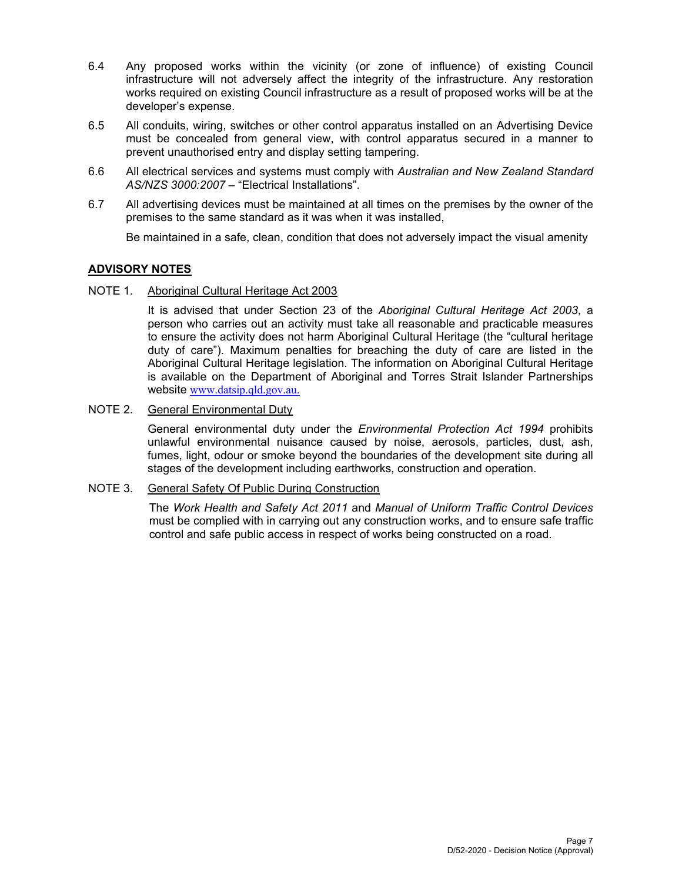6.4 Any proposed works within the vicinity (or zone of influence) of existing Council infrastructure will not adversely affect the integrity of the infrastructure. Any restoration works required on existing Council infrastructure as a result of proposed works will be at the developer's expense.

6.5 All conduits, wiring, switches or other control apparatus installed on an Advertising Device must be concealed from general view, with control apparatus secured in a manner to prevent unauthorised entry and display setting tampering.

6.6 All electrical services and systems must comply with *Australian and New Zealand Standard AS/NZS 3000:2007* – "Electrical Installations".

6.7 All advertising devices must be maintained at all times on the premises by the owner of the premises to the same standard as it was when it was installed,

Be maintained in a safe, clean, condition that does not adversely impact the visual amenity

## ADVISORY NOTES

NOTE 1. Aboriginal Cultural Heritage Act 2003

It is advised that under Section 23 of the *Aboriginal Cultural Heritage Act 2003*, a person who carries out an activity must take all reasonable and practicable measures to ensure the activity does not harm Aboriginal Cultural Heritage (the "cultural heritage duty of care"). Maximum penalties for breaching the duty of care are listed in the Aboriginal Cultural Heritage legislation. The information on Aboriginal Cultural Heritage is available on the Department of Aboriginal and Torres Strait Islander Partnerships website www.datsip.qld.gov.au.

NOTE 2. General Environmental Duty

General environmental duty under the *Environmental Protection Act 1994* prohibits unlawful environmental nuisance caused by noise, aerosols, particles, dust, ash, fumes, light, odour or smoke beyond the boundaries of the development site during all stages of the development including earthworks, construction and operation.

NOTE 3. General Safety Of Public During Construction

The *Work Health and Safety Act 2011* and *Manual of Uniform Traffic Control Devices* must be complied with in carrying out any construction works, and to ensure safe traffic control and safe public access in respect of works being constructed on a road.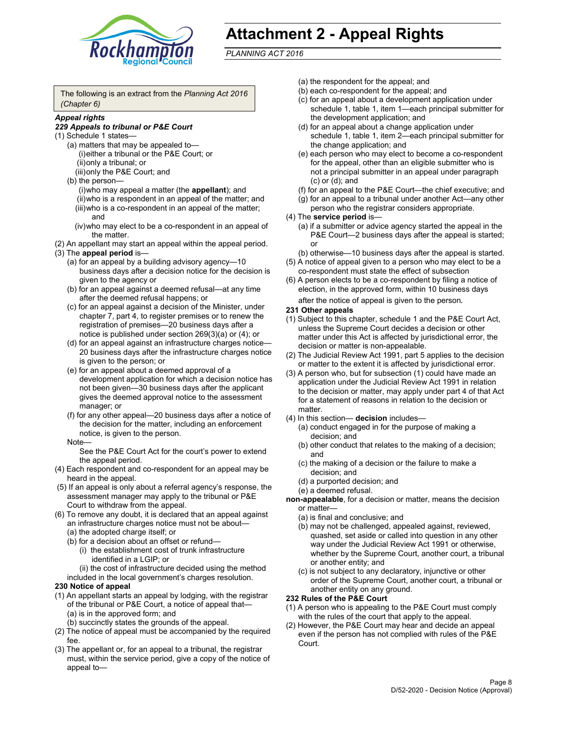# Attachment 2 - Appeal Rights

*PLANNING ACT 2016*

The following is an extract from the *Planning Act 2016 (Chapter 6)*

***Appeal rights***

***229 Appeals to tribunal or P&E Court***

(1) Schedule 1 states—

(a) matters that may be appealed to—

(i) either a tribunal or the P&E Court; or

(ii) only a tribunal; or

(iii) only the P&E Court; and

(b) the person—

(i) who may appeal a matter (the **appellant**); and

(ii) who is a respondent in an appeal of the matter; and

(iii) who is a co-respondent in an appeal of the matter; and

(iv) who may elect to be a co-respondent in an appeal of the matter.

(2) An appellant may start an appeal within the appeal period.

(3) The **appeal period** is—

(a) for an appeal by a building advisory agency—10 business days after a decision notice for the decision is given to the agency or

(b) for an appeal against a deemed refusal—at any time after the deemed refusal happens; or

(c) for an appeal against a decision of the Minister, under chapter 7, part 4, to register premises or to renew the registration of premises—20 business days after a notice is published under section 269(3)(a) or (4); or

(d) for an appeal against an infrastructure charges notice—20 business days after the infrastructure charges notice is given to the person; or

(e) for an appeal about a deemed approval of a development application for which a decision notice has not been given—30 business days after the applicant gives the deemed approval notice to the assessment manager; or

(f) for any other appeal—20 business days after a notice of the decision for the matter, including an enforcement notice, is given to the person.

Note—

See the P&E Court Act for the court's power to extend the appeal period.

(4) Each respondent and co-respondent for an appeal may be heard in the appeal.

(5) If an appeal is only about a referral agency's response, the assessment manager may apply to the tribunal or P&E Court to withdraw from the appeal.

(6) To remove any doubt, it is declared that an appeal against an infrastructure charges notice must not be about—

(a) the adopted charge itself; or

(b) for a decision about an offset or refund—

(i) the establishment cost of trunk infrastructure identified in a LGIP; or

(ii) the cost of infrastructure decided using the method included in the local government's charges resolution.

**230 Notice of appeal**

(1) An appellant starts an appeal by lodging, with the registrar of the tribunal or P&E Court, a notice of appeal that—

(a) is in the approved form; and

(b) succinctly states the grounds of the appeal.

(2) The notice of appeal must be accompanied by the required fee.

(3) The appellant or, for an appeal to a tribunal, the registrar must, within the service period, give a copy of the notice of appeal to—

(a) the respondent for the appeal; and

(b) each co-respondent for the appeal; and

(c) for an appeal about a development application under schedule 1, table 1, item 1—each principal submitter for the development application; and

(d) for an appeal about a change application under schedule 1, table 1, item 2—each principal submitter for the change application; and

(e) each person who may elect to become a co-respondent for the appeal, other than an eligible submitter who is not a principal submitter in an appeal under paragraph (c) or (d); and

(f) for an appeal to the P&E Court—the chief executive; and

(g) for an appeal to a tribunal under another Act—any other person who the registrar considers appropriate.

(4) The **service period** is—

(a) if a submitter or advice agency started the appeal in the P&E Court—2 business days after the appeal is started; or

(b) otherwise—10 business days after the appeal is started.

(5) A notice of appeal given to a person who may elect to be a co-respondent must state the effect of subsection

(6) A person elects to be a co-respondent by filing a notice of election, in the approved form, within 10 business days after the notice of appeal is given to the person.

**231 Other appeals**

(1) Subject to this chapter, schedule 1 and the P&E Court Act, unless the Supreme Court decides a decision or other matter under this Act is affected by jurisdictional error, the decision or matter is non-appealable.

(2) The Judicial Review Act 1991, part 5 applies to the decision or matter to the extent it is affected by jurisdictional error.

(3) A person who, but for subsection (1) could have made an application under the Judicial Review Act 1991 in relation to the decision or matter, may apply under part 4 of that Act for a statement of reasons in relation to the decision or matter.

(4) In this section— **decision** includes—

(a) conduct engaged in for the purpose of making a decision; and

(b) other conduct that relates to the making of a decision; and

(c) the making of a decision or the failure to make a decision; and

(d) a purported decision; and

(e) a deemed refusal.

**non-appealable**, for a decision or matter, means the decision or matter—

(a) is final and conclusive; and

(b) may not be challenged, appealed against, reviewed, quashed, set aside or called into question in any other way under the Judicial Review Act 1991 or otherwise, whether by the Supreme Court, another court, a tribunal or another entity; and

(c) is not subject to any declaratory, injunctive or other order of the Supreme Court, another court, a tribunal or another entity on any ground.

**232 Rules of the P&E Court**

(1) A person who is appealing to the P&E Court must comply with the rules of the court that apply to the appeal.

(2) However, the P&E Court may hear and decide an appeal even if the person has not complied with rules of the P&E Court.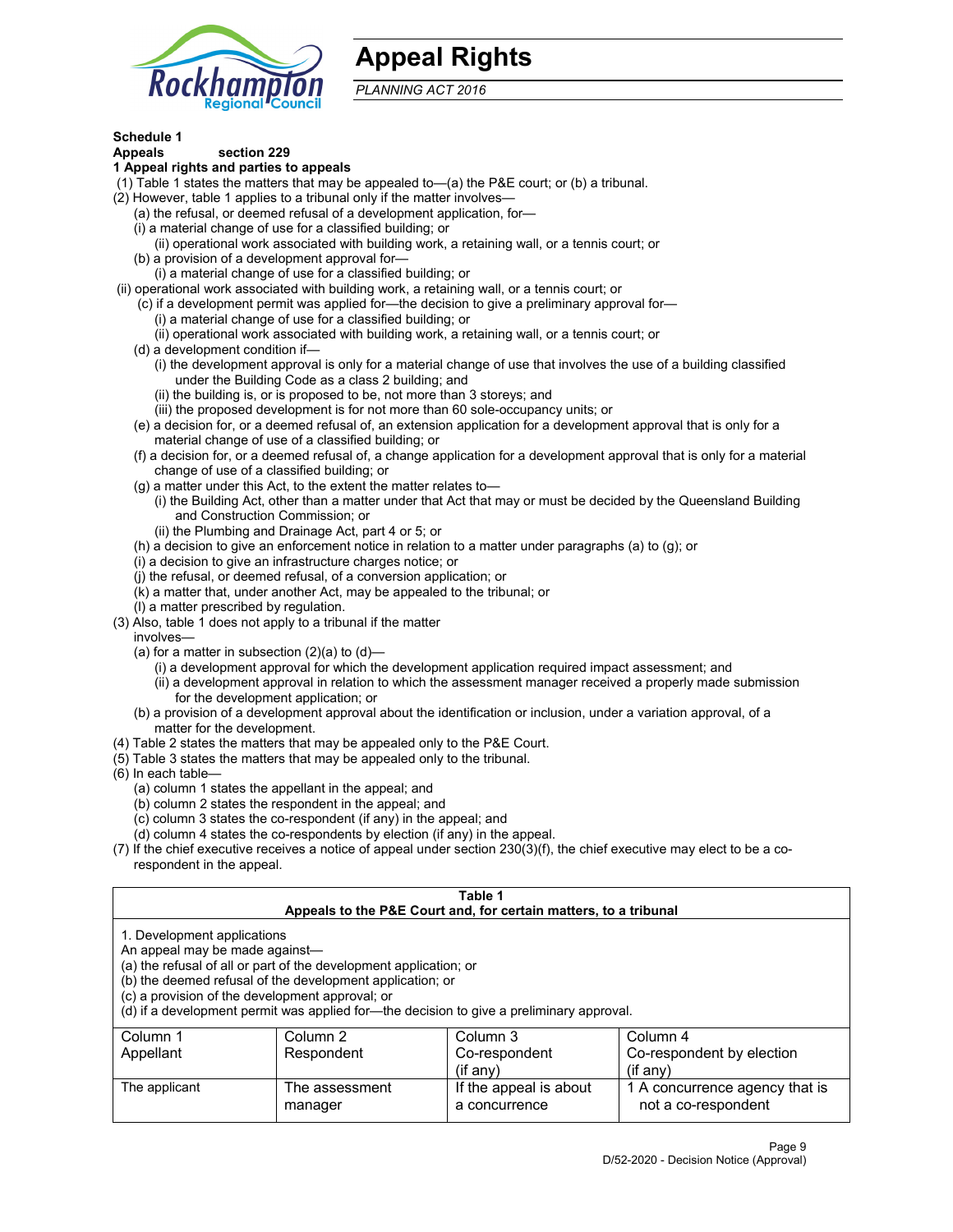# Appeal Rights

*PLANNING ACT 2016*

**Schedule 1**
**Appeals section 229**
**1 Appeal rights and parties to appeals**

(1) Table 1 states the matters that may be appealed to—(a) the P&E court; or (b) a tribunal.

(2) However, table 1 applies to a tribunal only if the matter involves—

(a) the refusal, or deemed refusal of a development application, for—

(i) a material change of use for a classified building; or

(ii) operational work associated with building work, a retaining wall, or a tennis court; or

(b) a provision of a development approval for—

(i) a material change of use for a classified building; or

(ii) operational work associated with building work, a retaining wall, or a tennis court; or

(c) if a development permit was applied for—the decision to give a preliminary approval for—

(i) a material change of use for a classified building; or

(ii) operational work associated with building work, a retaining wall, or a tennis court; or

(d) a development condition if—

(i) the development approval is only for a material change of use that involves the use of a building classified under the Building Code as a class 2 building; and

(ii) the building is, or is proposed to be, not more than 3 storeys; and

(iii) the proposed development is for not more than 60 sole-occupancy units; or

(e) a decision for, or a deemed refusal of, an extension application for a development approval that is only for a material change of use of a classified building; or

(f) a decision for, or a deemed refusal of, a change application for a development approval that is only for a material change of use of a classified building; or

(g) a matter under this Act, to the extent the matter relates to—

(i) the Building Act, other than a matter under that Act that may or must be decided by the Queensland Building and Construction Commission; or

(ii) the Plumbing and Drainage Act, part 4 or 5; or

(h) a decision to give an enforcement notice in relation to a matter under paragraphs (a) to (g); or

(i) a decision to give an infrastructure charges notice; or

(j) the refusal, or deemed refusal, of a conversion application; or

(k) a matter that, under another Act, may be appealed to the tribunal; or

(l) a matter prescribed by regulation.

(3) Also, table 1 does not apply to a tribunal if the matter involves—

(a) for a matter in subsection (2)(a) to (d)—

(i) a development approval for which the development application required impact assessment; and

(ii) a development approval in relation to which the assessment manager received a properly made submission for the development application; or

(b) a provision of a development approval about the identification or inclusion, under a variation approval, of a matter for the development.

(4) Table 2 states the matters that may be appealed only to the P&E Court.

(5) Table 3 states the matters that may be appealed only to the tribunal.

(6) In each table—

(a) column 1 states the appellant in the appeal; and

(b) column 2 states the respondent in the appeal; and

(c) column 3 states the co-respondent (if any) in the appeal; and

(d) column 4 states the co-respondents by election (if any) in the appeal.

(7) If the chief executive receives a notice of appeal under section 230(3)(f), the chief executive may elect to be a co-respondent in the appeal.

**Table 1**
**Appeals to the P&E Court and, for certain matters, to a tribunal**

1. Development applications
An appeal may be made against—
(a) the refusal of all or part of the development application; or
(b) the deemed refusal of the development application; or
(c) a provision of the development approval; or
(d) if a development permit was applied for—the decision to give a preliminary approval.

| Column 1<br>Appellant | Column 2<br>Respondent | Column 3<br>Co-respondent<br>(if any) | Column 4<br>Co-respondent by election<br>(if any) |
|---|---|---|---|
| The applicant | The assessment manager | If the appeal is about a concurrence | 1 A concurrence agency that is not a co-respondent |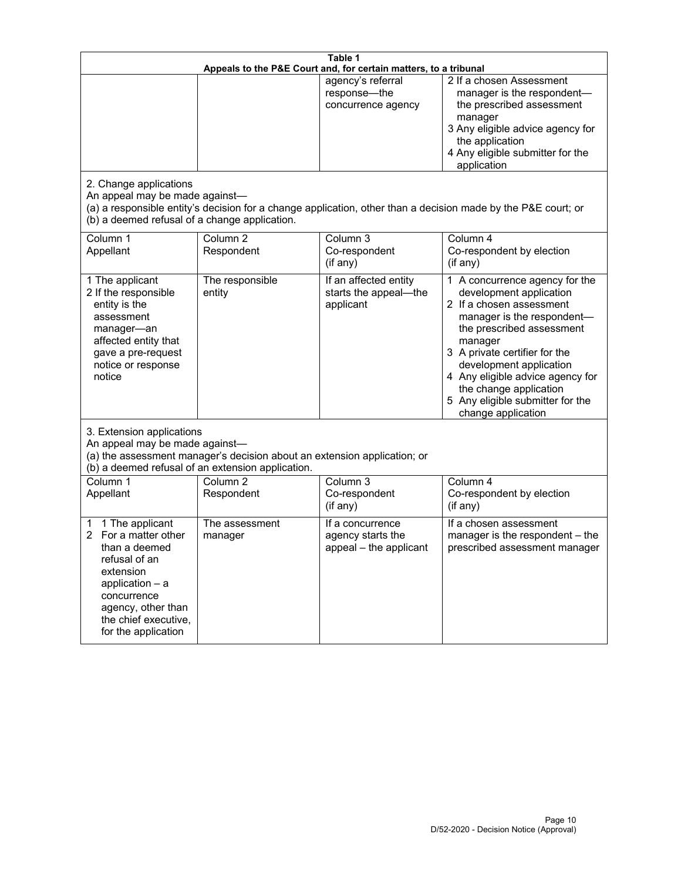**Table 1**
**Appeals to the P&E Court and, for certain matters, to a tribunal**

| | | | |
|---|---|---|---|
| | | agency's referral response—the concurrence agency | 2 If a chosen Assessment manager is the respondent—the prescribed assessment manager<br>3 Any eligible advice agency for the application<br>4 Any eligible submitter for the application |

2. Change applications

An appeal may be made against—

(a) a responsible entity's decision for a change application, other than a decision made by the P&E court; or

(b) a deemed refusal of a change application.

| Column 1<br>Appellant | Column 2<br>Respondent | Column 3<br>Co-respondent<br>(if any) | Column 4<br>Co-respondent by election<br>(if any) |
|---|---|---|---|
| 1 The applicant<br>2 If the responsible entity is the assessment manager—an affected entity that gave a pre-request notice or response notice | The responsible entity | If an affected entity starts the appeal—the applicant | 1 A concurrence agency for the development application<br>2 If a chosen assessment manager is the respondent—the prescribed assessment manager<br>3 A private certifier for the development application<br>4 Any eligible advice agency for the change application<br>5 Any eligible submitter for the change application |

3. Extension applications

An appeal may be made against—

(a) the assessment manager's decision about an extension application; or

(b) a deemed refusal of an extension application.

| Column 1<br>Appellant | Column 2<br>Respondent | Column 3<br>Co-respondent<br>(if any) | Column 4<br>Co-respondent by election<br>(if any) |
|---|---|---|---|
| 1 1 The applicant<br>2 For a matter other than a deemed refusal of an extension application – a concurrence agency, other than the chief executive, for the application | The assessment manager | If a concurrence agency starts the appeal – the applicant | If a chosen assessment manager is the respondent – the prescribed assessment manager |

D/52-2020 - Decision Notice (Approval)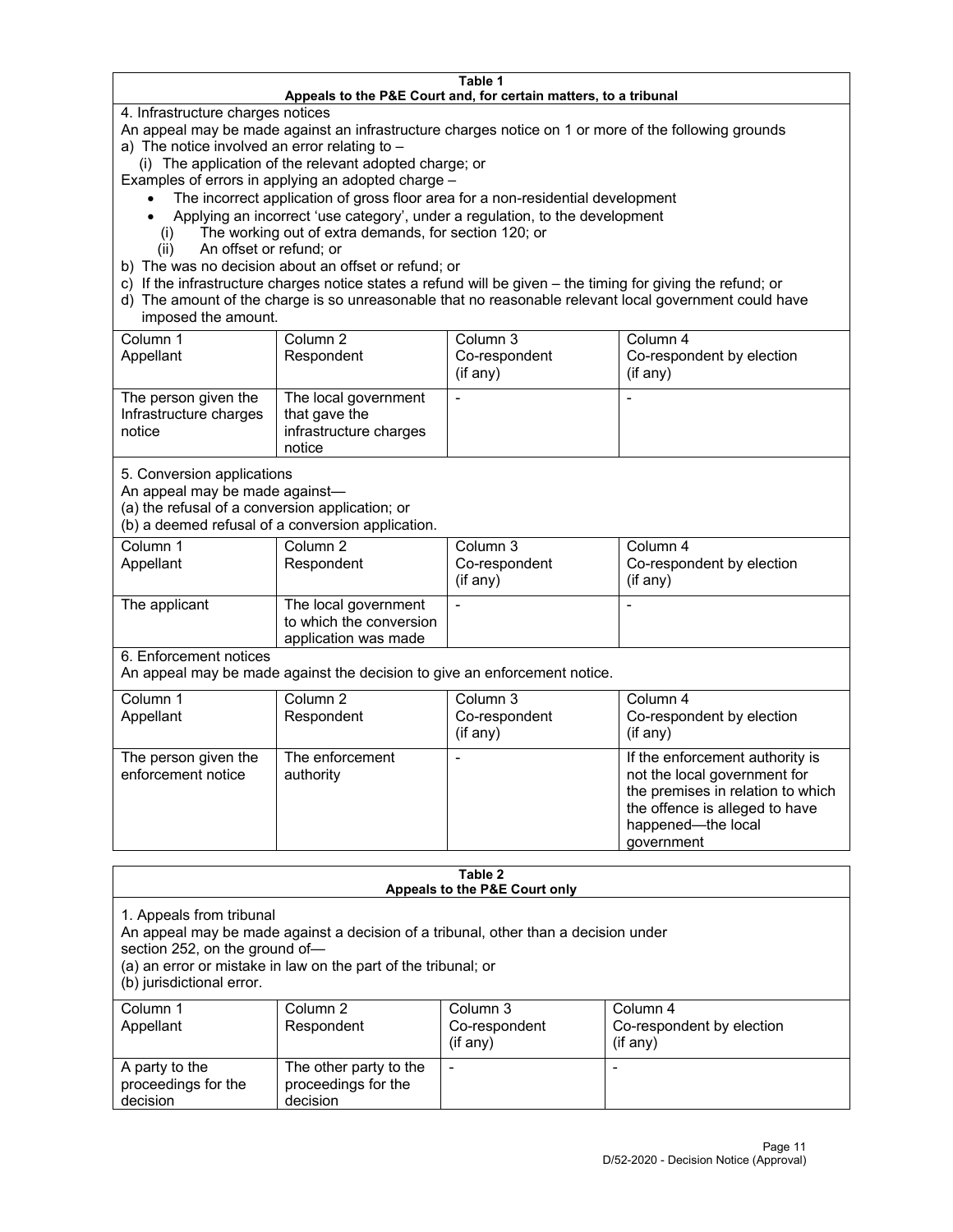**Table 1**
**Appeals to the P&E Court and, for certain matters, to a tribunal**

4. Infrastructure charges notices

An appeal may be made against an infrastructure charges notice on 1 or more of the following grounds

a) The notice involved an error relating to –
   (i) The application of the relevant adopted charge; or

Examples of errors in applying an adopted charge –

- The incorrect application of gross floor area for a non-residential development
- Applying an incorrect 'use category', under a regulation, to the development

   (i) The working out of extra demands, for section 120; or
   (ii) An offset or refund; or

b) The was no decision about an offset or refund; or
c) If the infrastructure charges notice states a refund will be given – the timing for giving the refund; or
d) The amount of the charge is so unreasonable that no reasonable relevant local government could have imposed the amount.

| Column 1 Appellant | Column 2 Respondent | Column 3 Co-respondent (if any) | Column 4 Co-respondent by election (if any) |
|---|---|---|---|
| The person given the Infrastructure charges notice | The local government that gave the infrastructure charges notice | - | - |

5. Conversion applications

An appeal may be made against—
(a) the refusal of a conversion application; or
(b) a deemed refusal of a conversion application.

| Column 1 Appellant | Column 2 Respondent | Column 3 Co-respondent (if any) | Column 4 Co-respondent by election (if any) |
|---|---|---|---|
| The applicant | The local government to which the conversion application was made | - | - |

6. Enforcement notices

An appeal may be made against the decision to give an enforcement notice.

| Column 1 Appellant | Column 2 Respondent | Column 3 Co-respondent (if any) | Column 4 Co-respondent by election (if any) |
|---|---|---|---|
| The person given the enforcement notice | The enforcement authority | - | If the enforcement authority is not the local government for the premises in relation to which the offence is alleged to have happened—the local government |

**Table 2**
**Appeals to the P&E Court only**

1. Appeals from tribunal

An appeal may be made against a decision of a tribunal, other than a decision under section 252, on the ground of—
(a) an error or mistake in law on the part of the tribunal; or
(b) jurisdictional error.

| Column 1 Appellant | Column 2 Respondent | Column 3 Co-respondent (if any) | Column 4 Co-respondent by election (if any) |
|---|---|---|---|
| A party to the proceedings for the decision | The other party to the proceedings for the decision | - | - |

D/52-2020 - Decision Notice (Approval)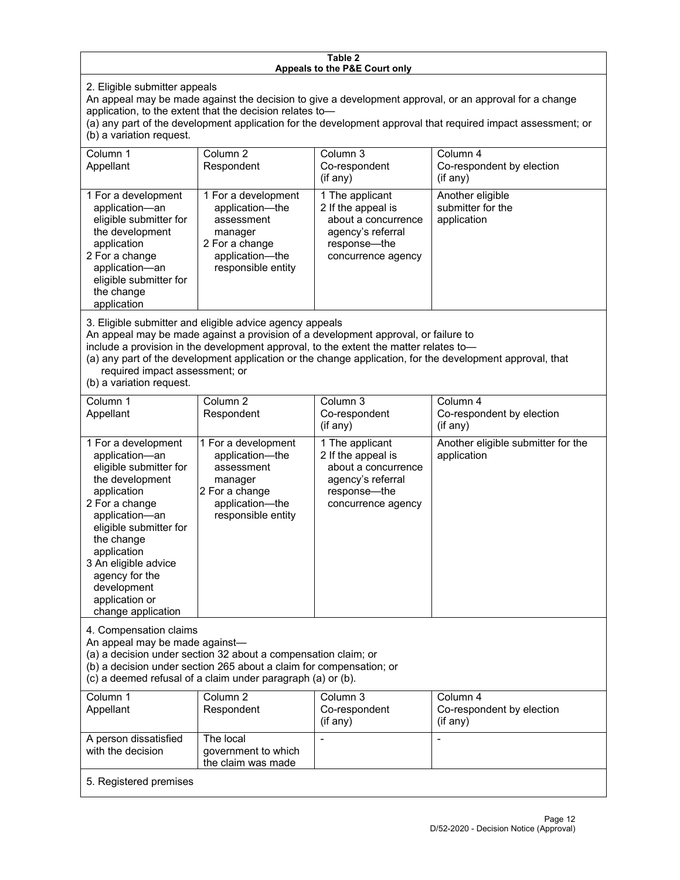**Table 2**
**Appeals to the P&E Court only**

2. Eligible submitter appeals

An appeal may be made against the decision to give a development approval, or an approval for a change application, to the extent that the decision relates to—

(a) any part of the development application for the development approval that required impact assessment; or

(b) a variation request.

| Column 1<br>Appellant | Column 2<br>Respondent | Column 3<br>Co-respondent<br>(if any) | Column 4<br>Co-respondent by election<br>(if any) |
|---|---|---|---|
| 1 For a development application—an eligible submitter for the development application<br>2 For a change application—an eligible submitter for the change application | 1 For a development application—the assessment manager<br>2 For a change application—the responsible entity | 1 The applicant<br>2 If the appeal is about a concurrence agency's referral response—the concurrence agency | Another eligible submitter for the application |

3. Eligible submitter and eligible advice agency appeals

An appeal may be made against a provision of a development approval, or failure to include a provision in the development approval, to the extent the matter relates to—

(a) any part of the development application or the change application, for the development approval, that required impact assessment; or

(b) a variation request.

| Column 1<br>Appellant | Column 2<br>Respondent | Column 3<br>Co-respondent<br>(if any) | Column 4<br>Co-respondent by election<br>(if any) |
|---|---|---|---|
| 1 For a development application—an eligible submitter for the development application<br>2 For a change application—an eligible submitter for the change application<br>3 An eligible advice agency for the development application or change application | 1 For a development application—the assessment manager<br>2 For a change application—the responsible entity | 1 The applicant<br>2 If the appeal is about a concurrence agency's referral response—the concurrence agency | Another eligible submitter for the application |

4. Compensation claims

An appeal may be made against—

(a) a decision under section 32 about a compensation claim; or

(b) a decision under section 265 about a claim for compensation; or

(c) a deemed refusal of a claim under paragraph (a) or (b).

| Column 1<br>Appellant | Column 2<br>Respondent | Column 3<br>Co-respondent<br>(if any) | Column 4<br>Co-respondent by election<br>(if any) |
|---|---|---|---|
| A person dissatisfied with the decision | The local government to which the claim was made | - | - |

5. Registered premises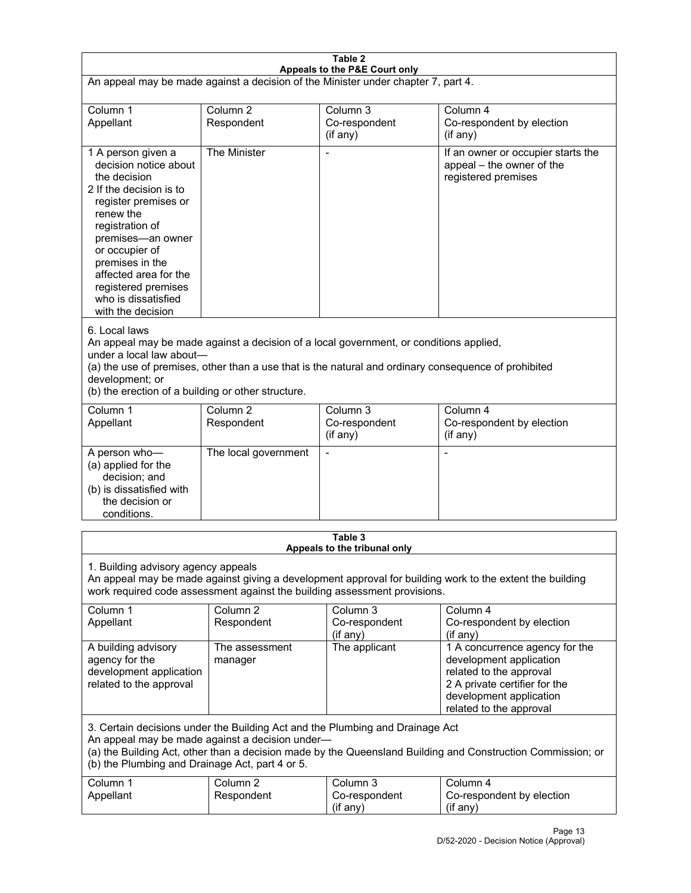**Table 2**
**Appeals to the P&E Court only**

An appeal may be made against a decision of the Minister under chapter 7, part 4.

| Column 1<br>Appellant | Column 2<br>Respondent | Column 3<br>Co-respondent<br>(if any) | Column 4<br>Co-respondent by election<br>(if any) |
|---|---|---|---|
| 1 A person given a decision notice about the decision<br>2 If the decision is to register premises or renew the registration of premises—an owner or occupier of premises in the affected area for the registered premises who is dissatisfied with the decision | The Minister | - | If an owner or occupier starts the appeal – the owner of the registered premises |

6. Local laws

An appeal may be made against a decision of a local government, or conditions applied, under a local law about—

(a) the use of premises, other than a use that is the natural and ordinary consequence of prohibited development; or

(b) the erection of a building or other structure.

| Column 1<br>Appellant | Column 2<br>Respondent | Column 3<br>Co-respondent<br>(if any) | Column 4<br>Co-respondent by election<br>(if any) |
|---|---|---|---|
| A person who—<br>(a) applied for the decision; and<br>(b) is dissatisfied with the decision or conditions. | The local government | - | - |

**Table 3**
**Appeals to the tribunal only**

1. Building advisory agency appeals

An appeal may be made against giving a development approval for building work to the extent the building work required code assessment against the building assessment provisions.

| Column 1<br>Appellant | Column 2<br>Respondent | Column 3<br>Co-respondent<br>(if any) | Column 4<br>Co-respondent by election<br>(if any) |
|---|---|---|---|
| A building advisory agency for the development application related to the approval | The assessment manager | The applicant | 1 A concurrence agency for the development application related to the approval<br>2 A private certifier for the development application related to the approval |

3. Certain decisions under the Building Act and the Plumbing and Drainage Act

An appeal may be made against a decision under—

(a) the Building Act, other than a decision made by the Queensland Building and Construction Commission; or

(b) the Plumbing and Drainage Act, part 4 or 5.

| Column 1<br>Appellant | Column 2<br>Respondent | Column 3<br>Co-respondent<br>(if any) | Column 4<br>Co-respondent by election<br>(if any) |
|---|---|---|---|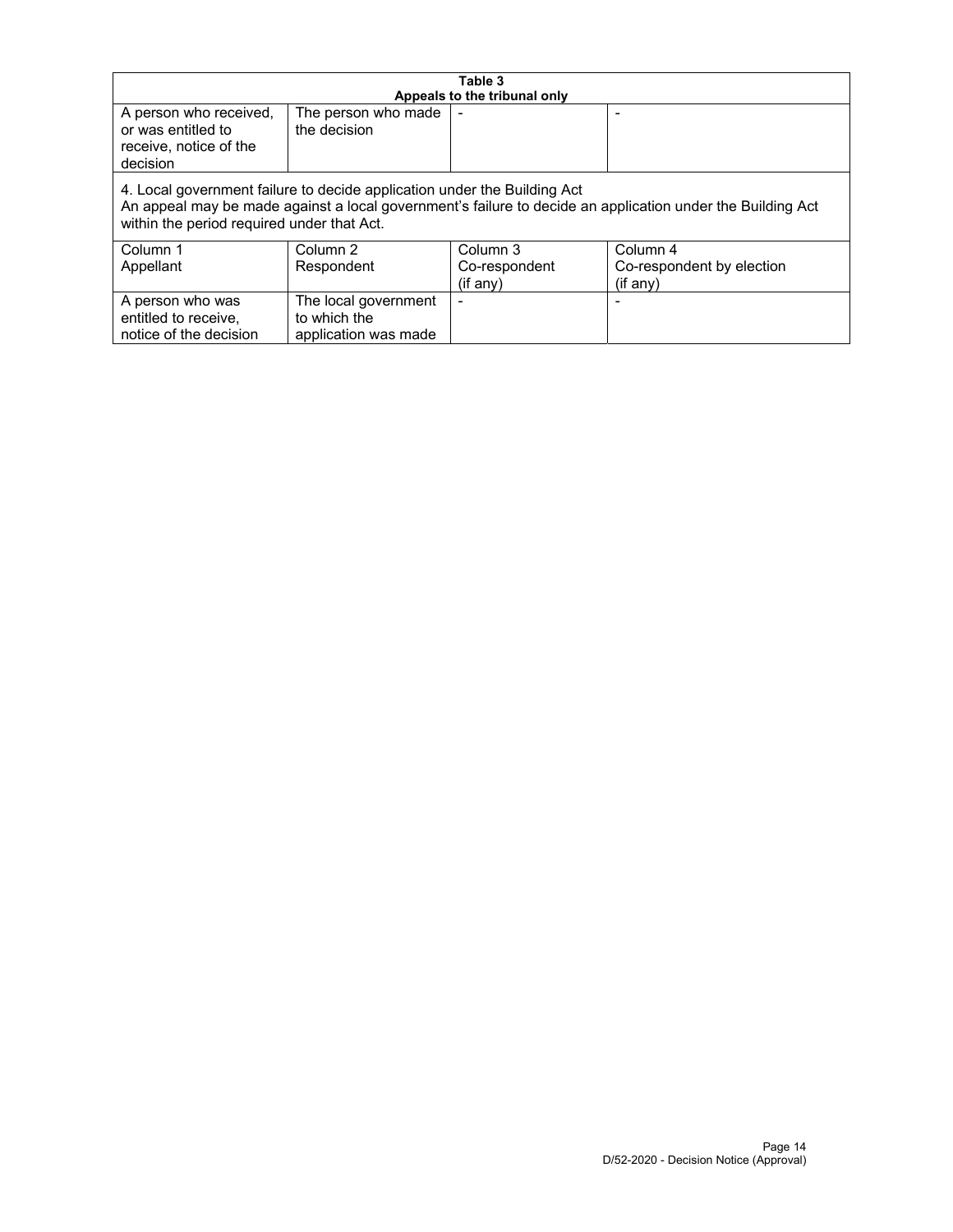**Table 3**
**Appeals to the tribunal only**

| | | | |
|---|---|---|---|
| A person who received, or was entitled to receive, notice of the decision | The person who made the decision | - | - |

4. Local government failure to decide application under the Building Act
An appeal may be made against a local government's failure to decide an application under the Building Act within the period required under that Act.

| Column 1 Appellant | Column 2 Respondent | Column 3 Co-respondent (if any) | Column 4 Co-respondent by election (if any) |
|---|---|---|---|
| A person who was entitled to receive, notice of the decision | The local government to which the application was made | - | - |

D/52-2020 - Decision Notice (Approval)